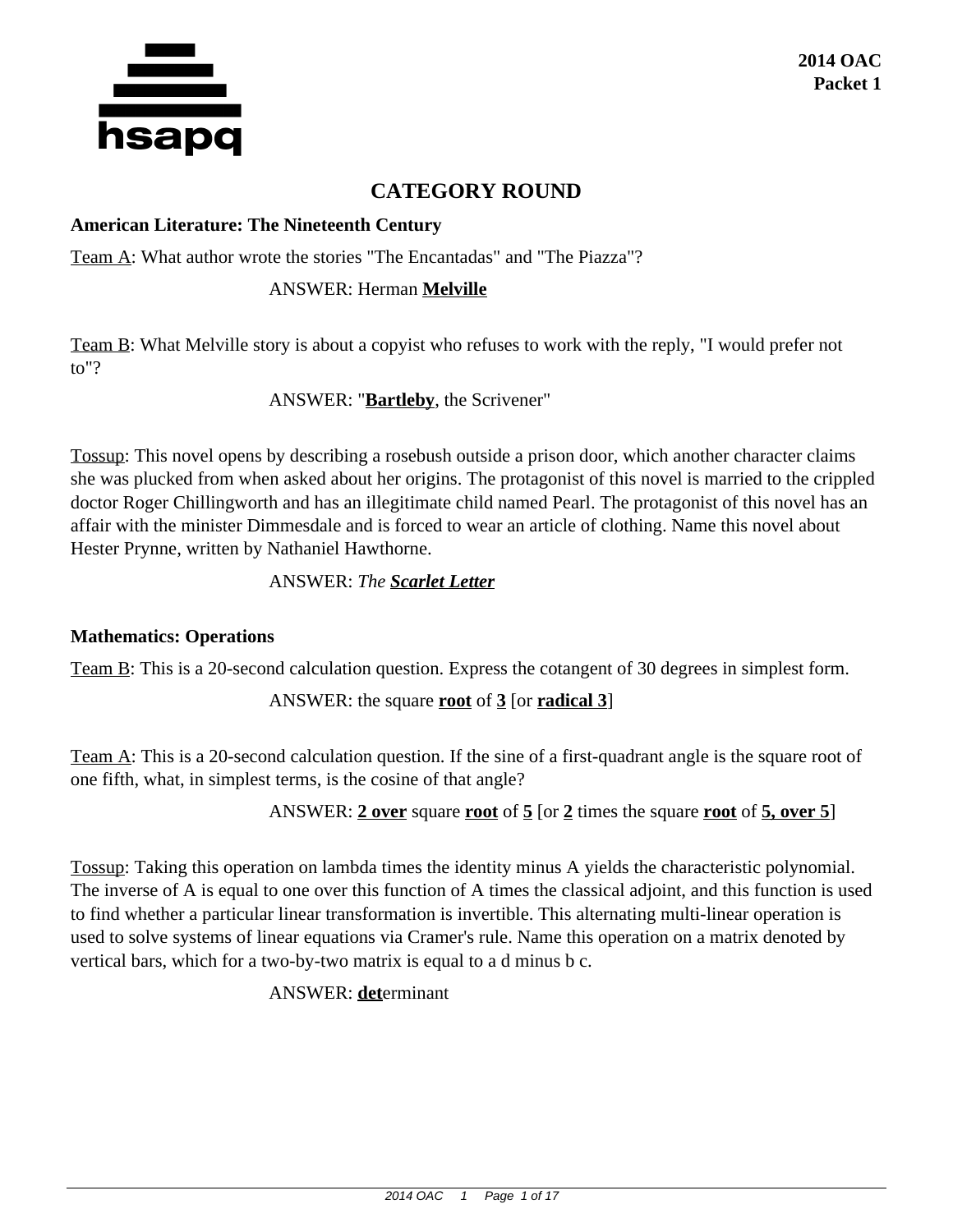**2014 OAC**
**Packet 1**

# CATEGORY ROUND

### American Literature: The Nineteenth Century

Team A: What author wrote the stories "The Encantadas" and "The Piazza"?

ANSWER: Herman **Melville**

Team B: What Melville story is about a copyist who refuses to work with the reply, "I would prefer not to"?

ANSWER: "**Bartleby**, the Scrivener"

Tossup: This novel opens by describing a rosebush outside a prison door, which another character claims she was plucked from when asked about her origins. The protagonist of this novel is married to the crippled doctor Roger Chillingworth and has an illegitimate child named Pearl. The protagonist of this novel has an affair with the minister Dimmesdale and is forced to wear an article of clothing. Name this novel about Hester Prynne, written by Nathaniel Hawthorne.

ANSWER: *The* ***Scarlet Letter***

### Mathematics: Operations

Team B: This is a 20-second calculation question. Express the cotangent of 30 degrees in simplest form.

ANSWER: the square **root** of **3** [or **radical 3**]

Team A: This is a 20-second calculation question. If the sine of a first-quadrant angle is the square root of one fifth, what, in simplest terms, is the cosine of that angle?

ANSWER: **2 over** square **root** of **5** [or **2** times the square **root** of **5, over 5**]

Tossup: Taking this operation on lambda times the identity minus A yields the characteristic polynomial. The inverse of A is equal to one over this function of A times the classical adjoint, and this function is used to find whether a particular linear transformation is invertible. This alternating multi-linear operation is used to solve systems of linear equations via Cramer's rule. Name this operation on a matrix denoted by vertical bars, which for a two-by-two matrix is equal to a d minus b c.

ANSWER: **det**erminant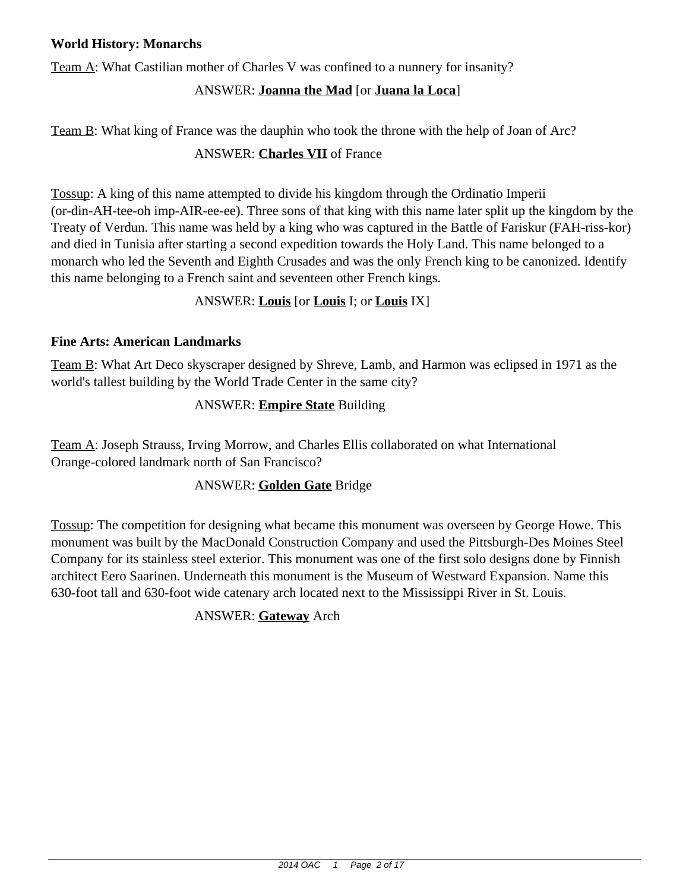**World History: Monarchs**

Team A: What Castilian mother of Charles V was confined to a nunnery for insanity?

ANSWER: **Joanna the Mad** [or **Juana la Loca**]

Team B: What king of France was the dauphin who took the throne with the help of Joan of Arc?

ANSWER: **Charles VII** of France

Tossup: A king of this name attempted to divide his kingdom through the Ordinatio Imperii (or-din-AH-tee-oh imp-AIR-ee-ee). Three sons of that king with this name later split up the kingdom by the Treaty of Verdun. This name was held by a king who was captured in the Battle of Fariskur (FAH-riss-kor) and died in Tunisia after starting a second expedition towards the Holy Land. This name belonged to a monarch who led the Seventh and Eighth Crusades and was the only French king to be canonized. Identify this name belonging to a French saint and seventeen other French kings.

ANSWER: **Louis** [or **Louis** I; or **Louis** IX]

**Fine Arts: American Landmarks**

Team B: What Art Deco skyscraper designed by Shreve, Lamb, and Harmon was eclipsed in 1971 as the world's tallest building by the World Trade Center in the same city?

ANSWER: **Empire State** Building

Team A: Joseph Strauss, Irving Morrow, and Charles Ellis collaborated on what International Orange-colored landmark north of San Francisco?

ANSWER: **Golden Gate** Bridge

Tossup: The competition for designing what became this monument was overseen by George Howe. This monument was built by the MacDonald Construction Company and used the Pittsburgh-Des Moines Steel Company for its stainless steel exterior. This monument was one of the first solo designs done by Finnish architect Eero Saarinen. Underneath this monument is the Museum of Westward Expansion. Name this 630-foot tall and 630-foot wide catenary arch located next to the Mississippi River in St. Louis.

ANSWER: **Gateway** Arch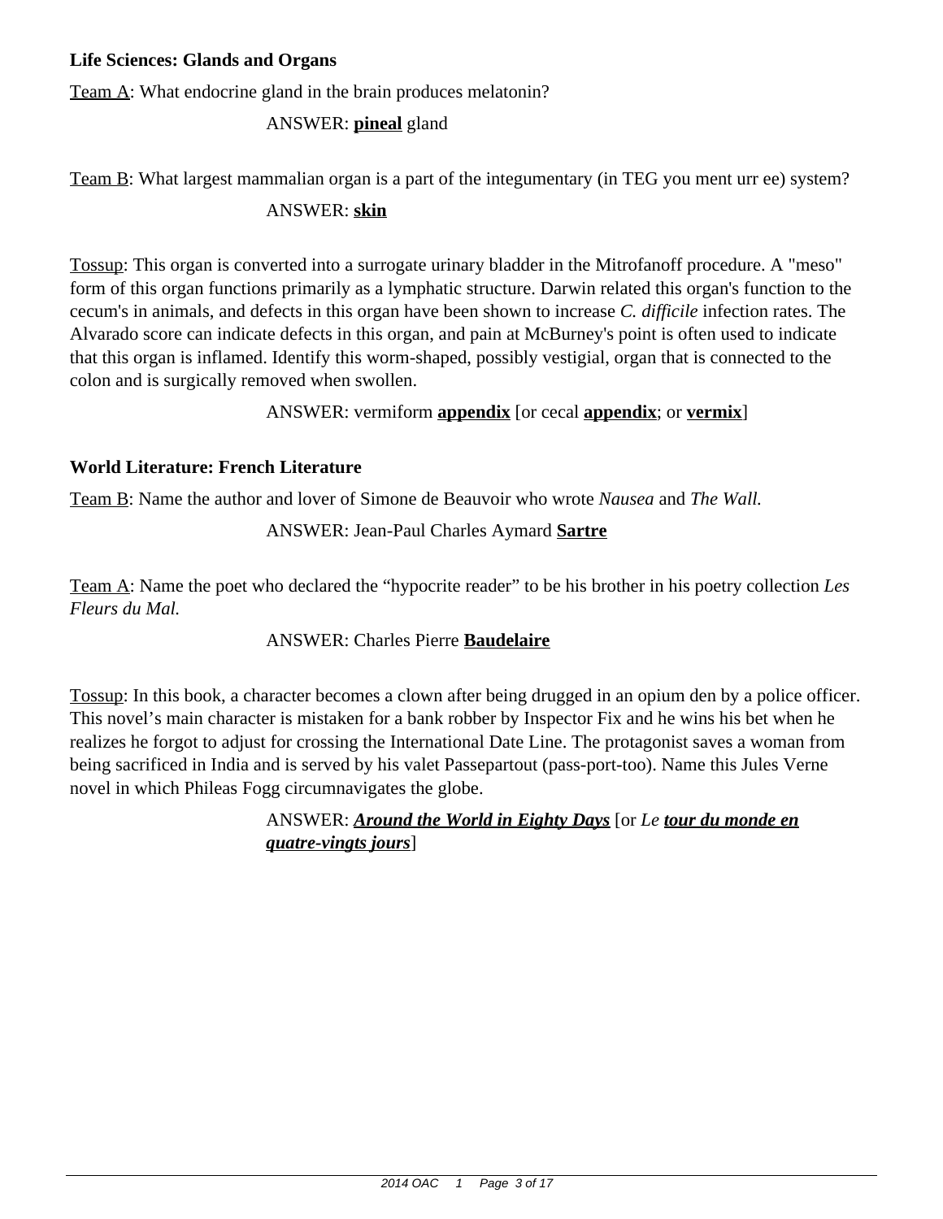**Life Sciences: Glands and Organs**

<u>Team A</u>: What endocrine gland in the brain produces melatonin?

ANSWER: **<u>pineal</u>** gland

<u>Team B</u>: What largest mammalian organ is a part of the integumentary (in TEG you ment urr ee) system?

ANSWER: **<u>skin</u>**

<u>Tossup</u>: This organ is converted into a surrogate urinary bladder in the Mitrofanoff procedure. A "meso" form of this organ functions primarily as a lymphatic structure. Darwin related this organ's function to the cecum's in animals, and defects in this organ have been shown to increase *C. difficile* infection rates. The Alvarado score can indicate defects in this organ, and pain at McBurney's point is often used to indicate that this organ is inflamed. Identify this worm-shaped, possibly vestigial, organ that is connected to the colon and is surgically removed when swollen.

ANSWER: vermiform **<u>appendix</u>** [or cecal **<u>appendix</u>**; or **<u>vermix</u>**]

**World Literature: French Literature**

<u>Team B</u>: Name the author and lover of Simone de Beauvoir who wrote *Nausea* and *The Wall.*

ANSWER: Jean-Paul Charles Aymard **<u>Sartre</u>**

<u>Team A</u>: Name the poet who declared the "hypocrite reader" to be his brother in his poetry collection *Les Fleurs du Mal.*

ANSWER: Charles Pierre **<u>Baudelaire</u>**

<u>Tossup</u>: In this book, a character becomes a clown after being drugged in an opium den by a police officer. This novel's main character is mistaken for a bank robber by Inspector Fix and he wins his bet when he realizes he forgot to adjust for crossing the International Date Line. The protagonist saves a woman from being sacrificed in India and is served by his valet Passepartout (pass-port-too). Name this Jules Verne novel in which Phileas Fogg circumnavigates the globe.

ANSWER: ***<u>Around the World in Eighty Days</u>*** [or *Le* ***<u>tour du monde en quatre-vingts jours</u>***]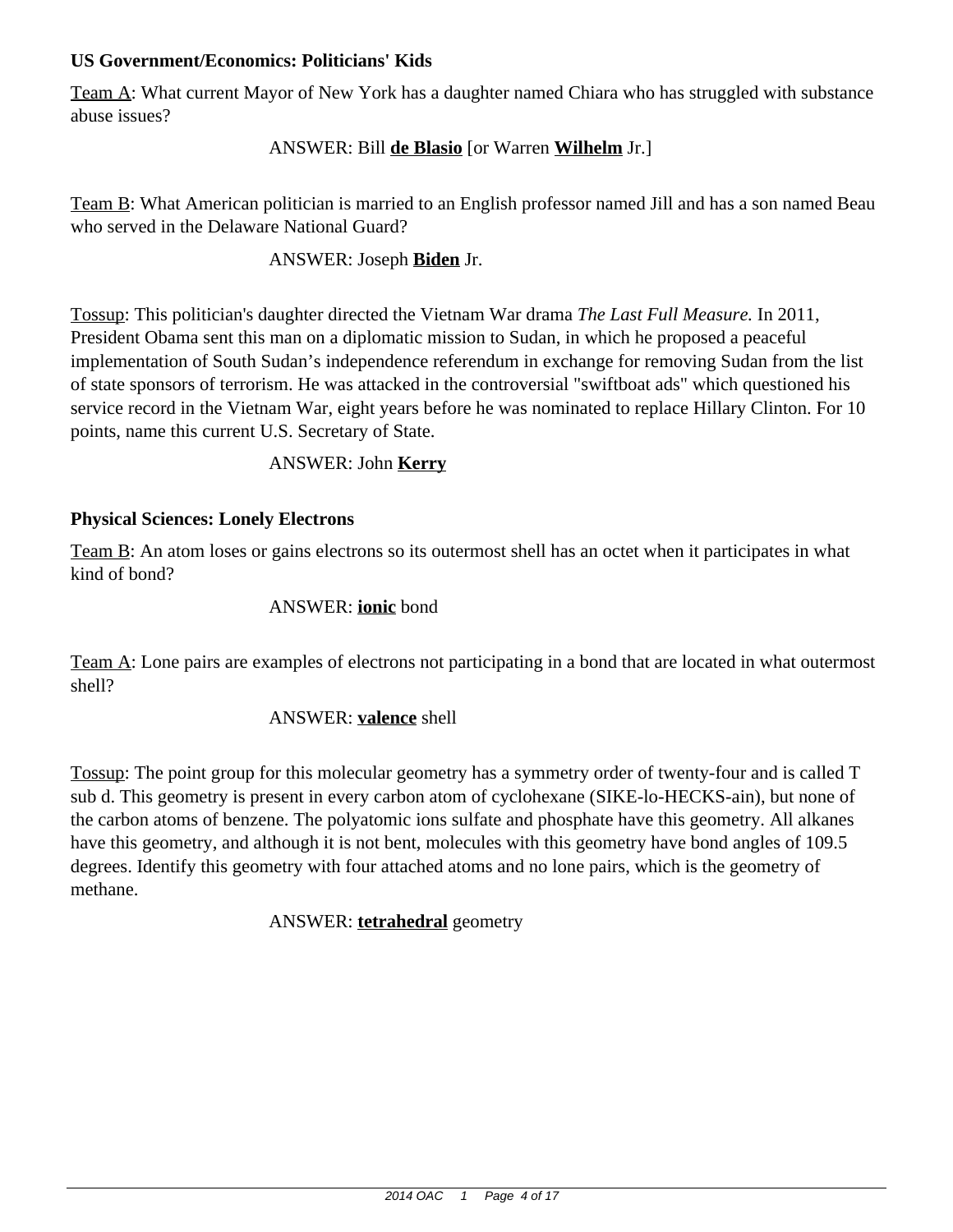**US Government/Economics: Politicians' Kids**

Team A: What current Mayor of New York has a daughter named Chiara who has struggled with substance abuse issues?

ANSWER: Bill **de Blasio** [or Warren **Wilhelm** Jr.]

Team B: What American politician is married to an English professor named Jill and has a son named Beau who served in the Delaware National Guard?

ANSWER: Joseph **Biden** Jr.

Tossup: This politician's daughter directed the Vietnam War drama *The Last Full Measure.* In 2011, President Obama sent this man on a diplomatic mission to Sudan, in which he proposed a peaceful implementation of South Sudan's independence referendum in exchange for removing Sudan from the list of state sponsors of terrorism. He was attacked in the controversial "swiftboat ads" which questioned his service record in the Vietnam War, eight years before he was nominated to replace Hillary Clinton. For 10 points, name this current U.S. Secretary of State.

ANSWER: John **Kerry**

**Physical Sciences: Lonely Electrons**

Team B: An atom loses or gains electrons so its outermost shell has an octet when it participates in what kind of bond?

ANSWER: **ionic** bond

Team A: Lone pairs are examples of electrons not participating in a bond that are located in what outermost shell?

ANSWER: **valence** shell

Tossup: The point group for this molecular geometry has a symmetry order of twenty-four and is called T sub d. This geometry is present in every carbon atom of cyclohexane (SIKE-lo-HECKS-ain), but none of the carbon atoms of benzene. The polyatomic ions sulfate and phosphate have this geometry. All alkanes have this geometry, and although it is not bent, molecules with this geometry have bond angles of 109.5 degrees. Identify this geometry with four attached atoms and no lone pairs, which is the geometry of methane.

ANSWER: **tetrahedral** geometry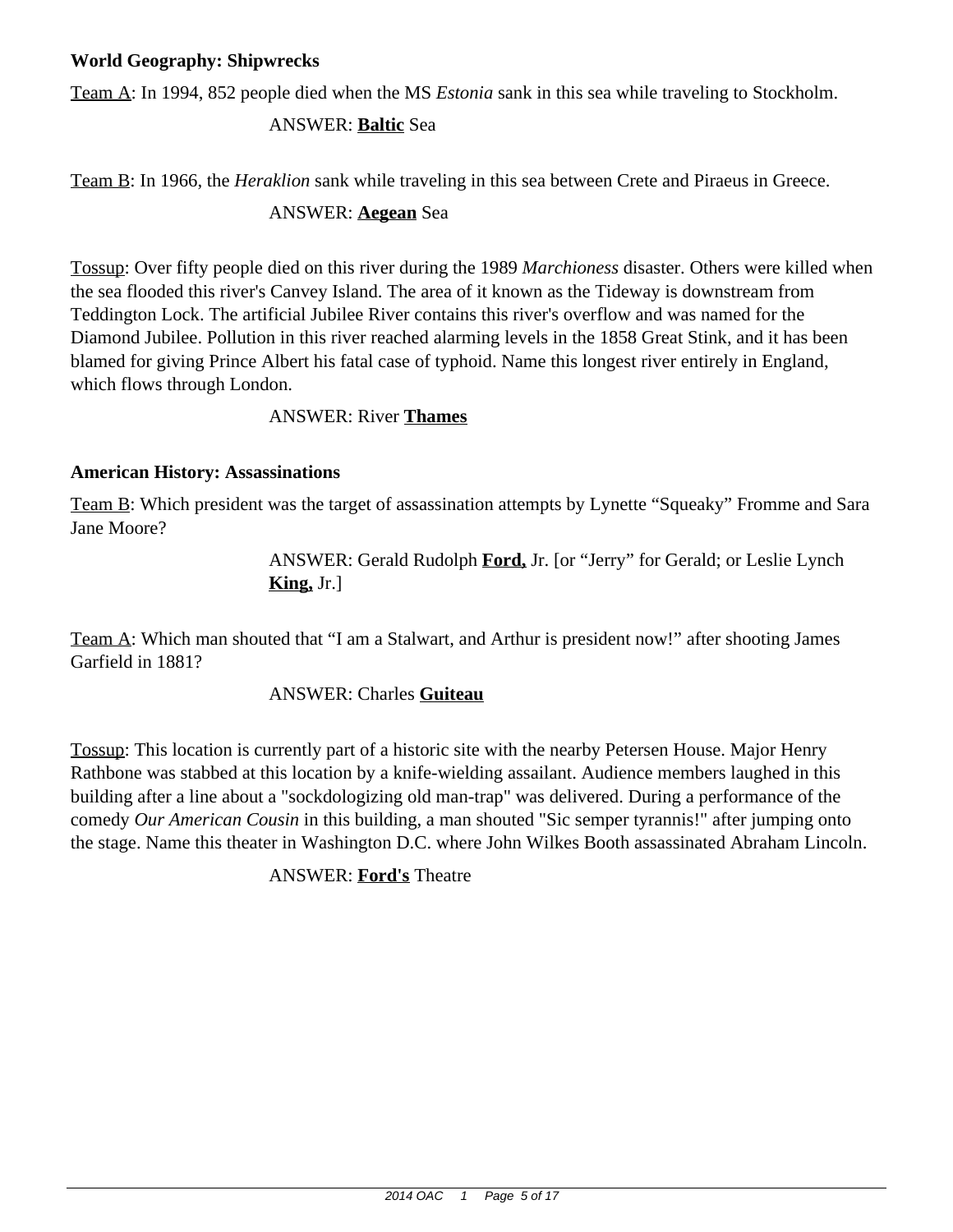**World Geography: Shipwrecks**

Team A: In 1994, 852 people died when the MS *Estonia* sank in this sea while traveling to Stockholm.

ANSWER: **Baltic** Sea

Team B: In 1966, the *Heraklion* sank while traveling in this sea between Crete and Piraeus in Greece.

ANSWER: **Aegean** Sea

Tossup: Over fifty people died on this river during the 1989 *Marchioness* disaster. Others were killed when the sea flooded this river's Canvey Island. The area of it known as the Tideway is downstream from Teddington Lock. The artificial Jubilee River contains this river's overflow and was named for the Diamond Jubilee. Pollution in this river reached alarming levels in the 1858 Great Stink, and it has been blamed for giving Prince Albert his fatal case of typhoid. Name this longest river entirely in England, which flows through London.

ANSWER: River **Thames**

**American History: Assassinations**

Team B: Which president was the target of assassination attempts by Lynette "Squeaky" Fromme and Sara Jane Moore?

ANSWER: Gerald Rudolph **Ford,** Jr. [or "Jerry" for Gerald; or Leslie Lynch **King,** Jr.]

Team A: Which man shouted that "I am a Stalwart, and Arthur is president now!" after shooting James Garfield in 1881?

ANSWER: Charles **Guiteau**

Tossup: This location is currently part of a historic site with the nearby Petersen House. Major Henry Rathbone was stabbed at this location by a knife-wielding assailant. Audience members laughed in this building after a line about a "sockdologizing old man-trap" was delivered. During a performance of the comedy *Our American Cousin* in this building, a man shouted "Sic semper tyrannis!" after jumping onto the stage. Name this theater in Washington D.C. where John Wilkes Booth assassinated Abraham Lincoln.

ANSWER: **Ford's** Theatre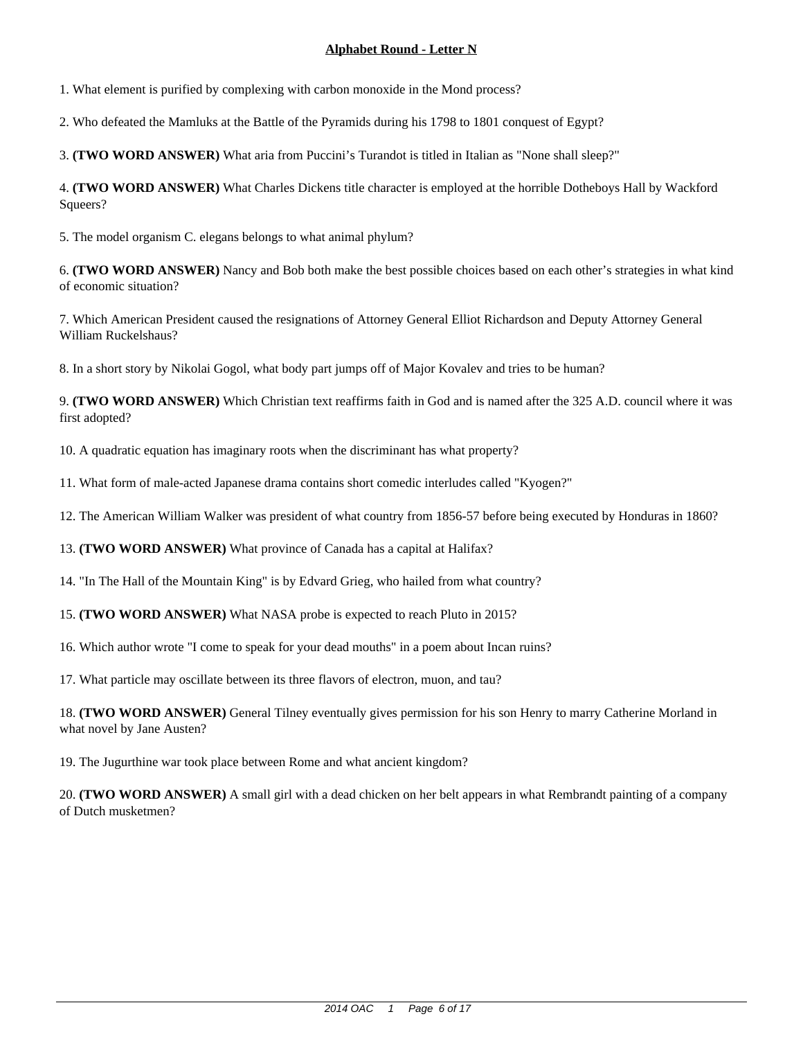**Alphabet Round - Letter N**

1. What element is purified by complexing with carbon monoxide in the Mond process?

2. Who defeated the Mamluks at the Battle of the Pyramids during his 1798 to 1801 conquest of Egypt?

3. **(TWO WORD ANSWER)** What aria from Puccini's Turandot is titled in Italian as "None shall sleep?"

4. **(TWO WORD ANSWER)** What Charles Dickens title character is employed at the horrible Dotheboys Hall by Wackford Squeers?

5. The model organism C. elegans belongs to what animal phylum?

6. **(TWO WORD ANSWER)** Nancy and Bob both make the best possible choices based on each other's strategies in what kind of economic situation?

7. Which American President caused the resignations of Attorney General Elliot Richardson and Deputy Attorney General William Ruckelshaus?

8. In a short story by Nikolai Gogol, what body part jumps off of Major Kovalev and tries to be human?

9. **(TWO WORD ANSWER)** Which Christian text reaffirms faith in God and is named after the 325 A.D. council where it was first adopted?

10. A quadratic equation has imaginary roots when the discriminant has what property?

11. What form of male-acted Japanese drama contains short comedic interludes called "Kyogen?"

12. The American William Walker was president of what country from 1856-57 before being executed by Honduras in 1860?

13. **(TWO WORD ANSWER)** What province of Canada has a capital at Halifax?

14. "In The Hall of the Mountain King" is by Edvard Grieg, who hailed from what country?

15. **(TWO WORD ANSWER)** What NASA probe is expected to reach Pluto in 2015?

16. Which author wrote "I come to speak for your dead mouths" in a poem about Incan ruins?

17. What particle may oscillate between its three flavors of electron, muon, and tau?

18. **(TWO WORD ANSWER)** General Tilney eventually gives permission for his son Henry to marry Catherine Morland in what novel by Jane Austen?

19. The Jugurthine war took place between Rome and what ancient kingdom?

20. **(TWO WORD ANSWER)** A small girl with a dead chicken on her belt appears in what Rembrandt painting of a company of Dutch musketmen?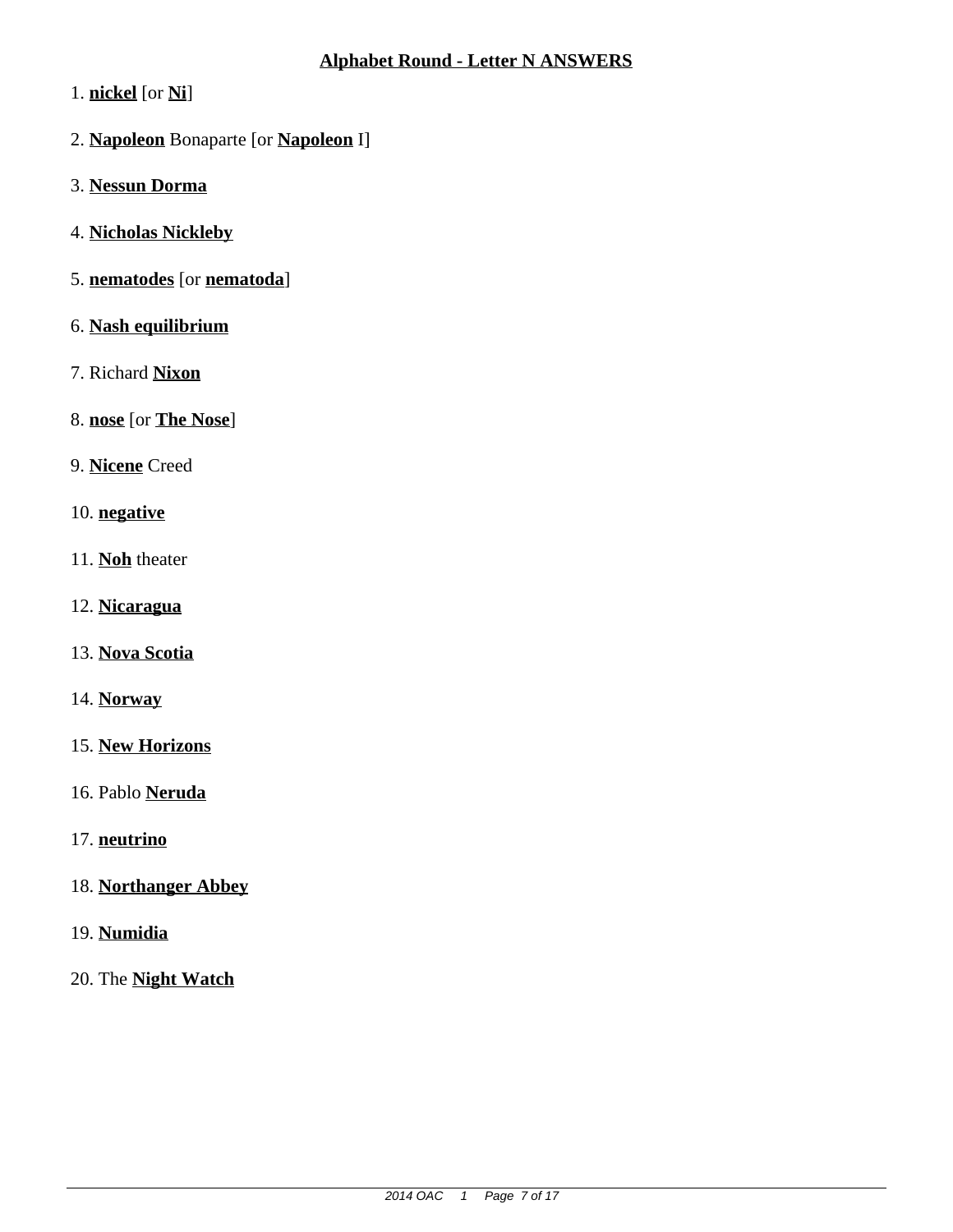## Alphabet Round - Letter N ANSWERS

1. **nickel** [or **Ni**]

2. **Napoleon** Bonaparte [or **Napoleon** I]

3. **Nessun Dorma**

4. **Nicholas Nickleby**

5. **nematodes** [or **nematoda**]

6. **Nash equilibrium**

7. Richard **Nixon**

8. **nose** [or **The Nose**]

9. **Nicene** Creed

10. **negative**

11. **Noh** theater

12. **Nicaragua**

13. **Nova Scotia**

14. **Norway**

15. **New Horizons**

16. Pablo **Neruda**

17. **neutrino**

18. **Northanger Abbey**

19. **Numidia**

20. The **Night Watch**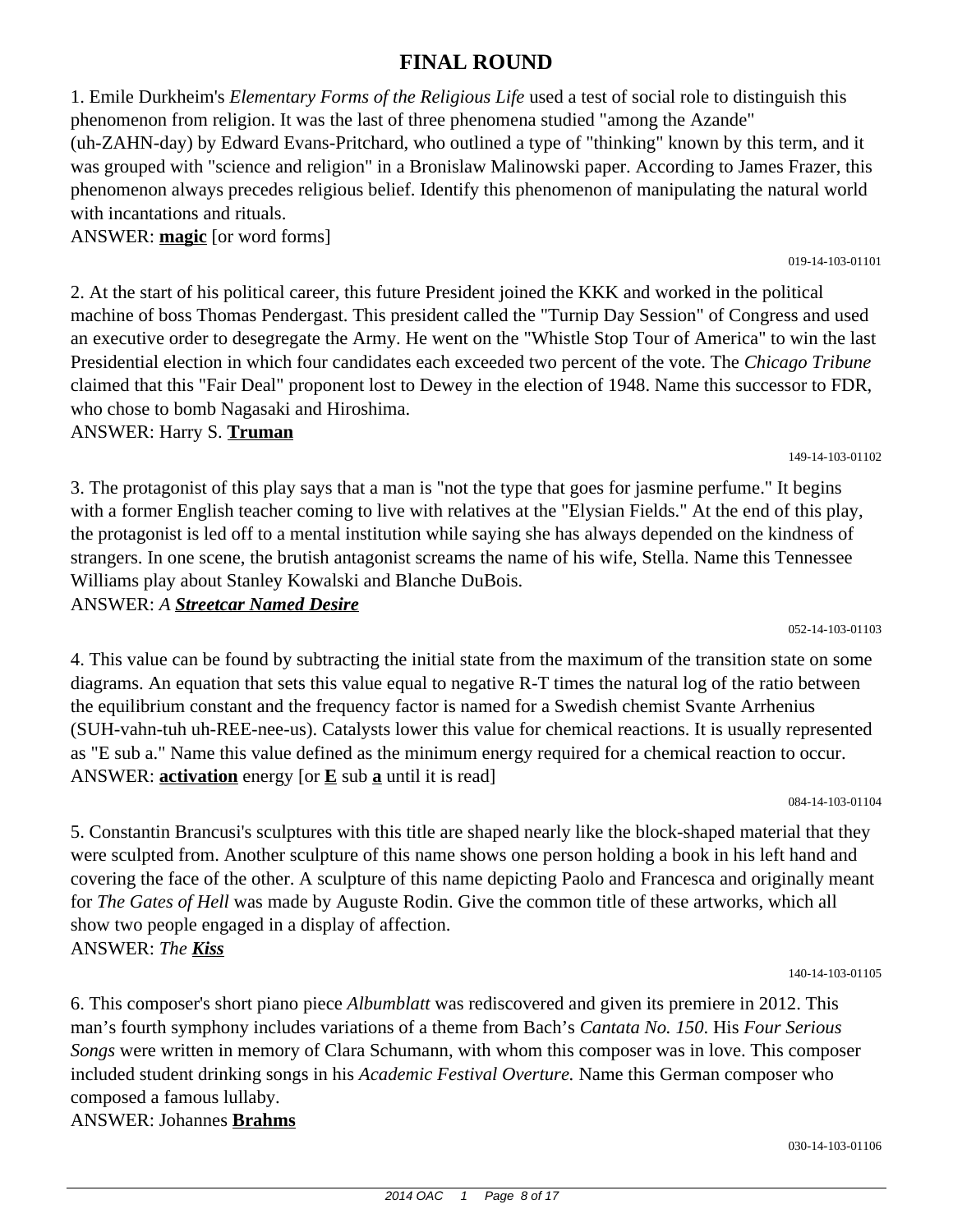# FINAL ROUND

1. Emile Durkheim's *Elementary Forms of the Religious Life* used a test of social role to distinguish this phenomenon from religion. It was the last of three phenomena studied "among the Azande" (uh-ZAHN-day) by Edward Evans-Pritchard, who outlined a type of "thinking" known by this term, and it was grouped with "science and religion" in a Bronislaw Malinowski paper. According to James Frazer, this phenomenon always precedes religious belief. Identify this phenomenon of manipulating the natural world with incantations and rituals.
ANSWER: **magic** [or word forms]

019-14-103-01101

2. At the start of his political career, this future President joined the KKK and worked in the political machine of boss Thomas Pendergast. This president called the "Turnip Day Session" of Congress and used an executive order to desegregate the Army. He went on the "Whistle Stop Tour of America" to win the last Presidential election in which four candidates each exceeded two percent of the vote. The *Chicago Tribune* claimed that this "Fair Deal" proponent lost to Dewey in the election of 1948. Name this successor to FDR, who chose to bomb Nagasaki and Hiroshima.
ANSWER: Harry S. **Truman**

149-14-103-01102

3. The protagonist of this play says that a man is "not the type that goes for jasmine perfume." It begins with a former English teacher coming to live with relatives at the "Elysian Fields." At the end of this play, the protagonist is led off to a mental institution while saying she has always depended on the kindness of strangers. In one scene, the brutish antagonist screams the name of his wife, Stella. Name this Tennessee Williams play about Stanley Kowalski and Blanche DuBois.
ANSWER: *A **Streetcar Named Desire***

052-14-103-01103

4. This value can be found by subtracting the initial state from the maximum of the transition state on some diagrams. An equation that sets this value equal to negative R-T times the natural log of the ratio between the equilibrium constant and the frequency factor is named for a Swedish chemist Svante Arrhenius (SUH-vahn-tuh uh-REE-nee-us). Catalysts lower this value for chemical reactions. It is usually represented as "E sub a." Name this value defined as the minimum energy required for a chemical reaction to occur.
ANSWER: **activation** energy [or **E** sub **a** until it is read]

084-14-103-01104

5. Constantin Brancusi's sculptures with this title are shaped nearly like the block-shaped material that they were sculpted from. Another sculpture of this name shows one person holding a book in his left hand and covering the face of the other. A sculpture of this name depicting Paolo and Francesca and originally meant for *The Gates of Hell* was made by Auguste Rodin. Give the common title of these artworks, which all show two people engaged in a display of affection.
ANSWER: *The **Kiss***

140-14-103-01105

6. This composer's short piano piece *Albumblatt* was rediscovered and given its premiere in 2012. This man's fourth symphony includes variations of a theme from Bach's *Cantata No. 150*. His *Four Serious Songs* were written in memory of Clara Schumann, with whom this composer was in love. This composer included student drinking songs in his *Academic Festival Overture.* Name this German composer who composed a famous lullaby.
ANSWER: Johannes **Brahms**

030-14-103-01106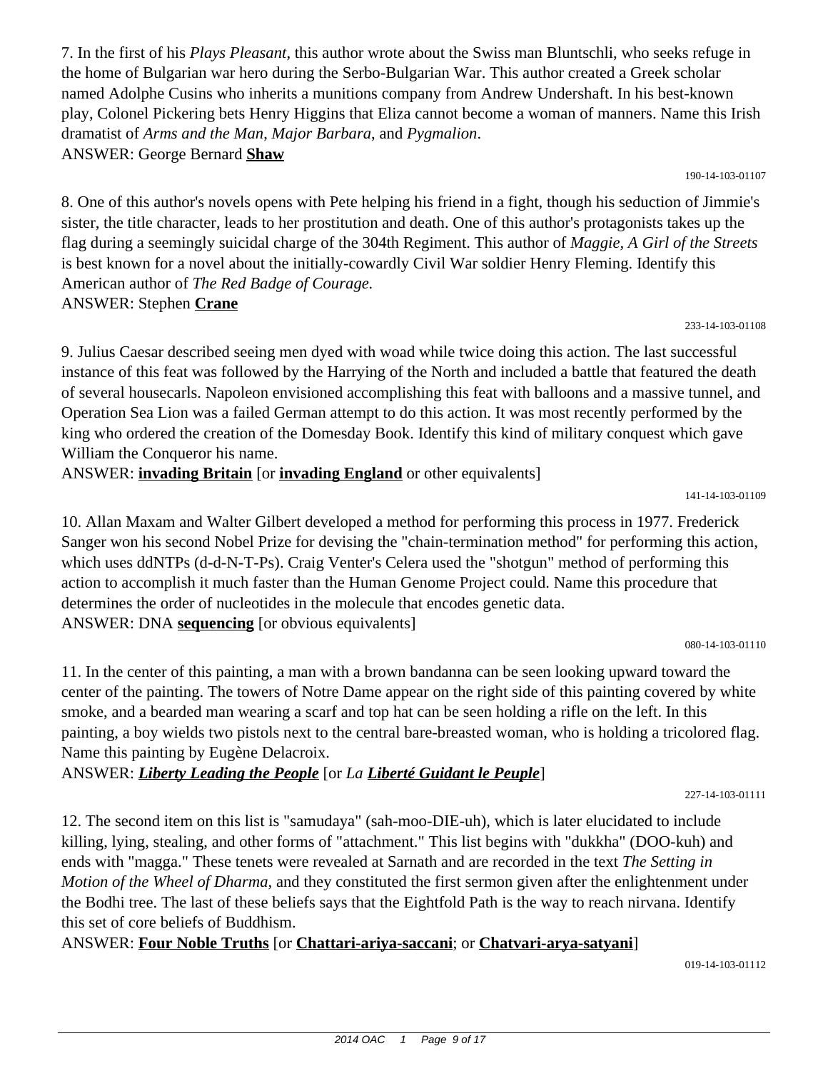7. In the first of his *Plays Pleasant*, this author wrote about the Swiss man Bluntschli, who seeks refuge in the home of Bulgarian war hero during the Serbo-Bulgarian War. This author created a Greek scholar named Adolphe Cusins who inherits a munitions company from Andrew Undershaft. In his best-known play, Colonel Pickering bets Henry Higgins that Eliza cannot become a woman of manners. Name this Irish dramatist of *Arms and the Man*, *Major Barbara*, and *Pygmalion*.
ANSWER: George Bernard **Shaw**

190-14-103-01107

8. One of this author's novels opens with Pete helping his friend in a fight, though his seduction of Jimmie's sister, the title character, leads to her prostitution and death. One of this author's protagonists takes up the flag during a seemingly suicidal charge of the 304th Regiment. This author of *Maggie, A Girl of the Streets* is best known for a novel about the initially-cowardly Civil War soldier Henry Fleming. Identify this American author of *The Red Badge of Courage.*
ANSWER: Stephen **Crane**

233-14-103-01108

9. Julius Caesar described seeing men dyed with woad while twice doing this action. The last successful instance of this feat was followed by the Harrying of the North and included a battle that featured the death of several housecarls. Napoleon envisioned accomplishing this feat with balloons and a massive tunnel, and Operation Sea Lion was a failed German attempt to do this action. It was most recently performed by the king who ordered the creation of the Domesday Book. Identify this kind of military conquest which gave William the Conqueror his name.
ANSWER: **invading Britain** [or **invading England** or other equivalents]

141-14-103-01109

10. Allan Maxam and Walter Gilbert developed a method for performing this process in 1977. Frederick Sanger won his second Nobel Prize for devising the "chain-termination method" for performing this action, which uses ddNTPs (d-d-N-T-Ps). Craig Venter's Celera used the "shotgun" method of performing this action to accomplish it much faster than the Human Genome Project could. Name this procedure that determines the order of nucleotides in the molecule that encodes genetic data.
ANSWER: DNA **sequencing** [or obvious equivalents]

080-14-103-01110

11. In the center of this painting, a man with a brown bandanna can be seen looking upward toward the center of the painting. The towers of Notre Dame appear on the right side of this painting covered by white smoke, and a bearded man wearing a scarf and top hat can be seen holding a rifle on the left. In this painting, a boy wields two pistols next to the central bare-breasted woman, who is holding a tricolored flag. Name this painting by Eugène Delacroix.
ANSWER: ***Liberty Leading the People*** [or *La* ***Liberté Guidant le Peuple***]

227-14-103-01111

12. The second item on this list is "samudaya" (sah-moo-DIE-uh), which is later elucidated to include killing, lying, stealing, and other forms of "attachment." This list begins with "dukkha" (DOO-kuh) and ends with "magga." These tenets were revealed at Sarnath and are recorded in the text *The Setting in Motion of the Wheel of Dharma,* and they constituted the first sermon given after the enlightenment under the Bodhi tree. The last of these beliefs says that the Eightfold Path is the way to reach nirvana. Identify this set of core beliefs of Buddhism.
ANSWER: **Four Noble Truths** [or **Chattari-ariya-saccani**; or **Chatvari-arya-satyani**]

019-14-103-01112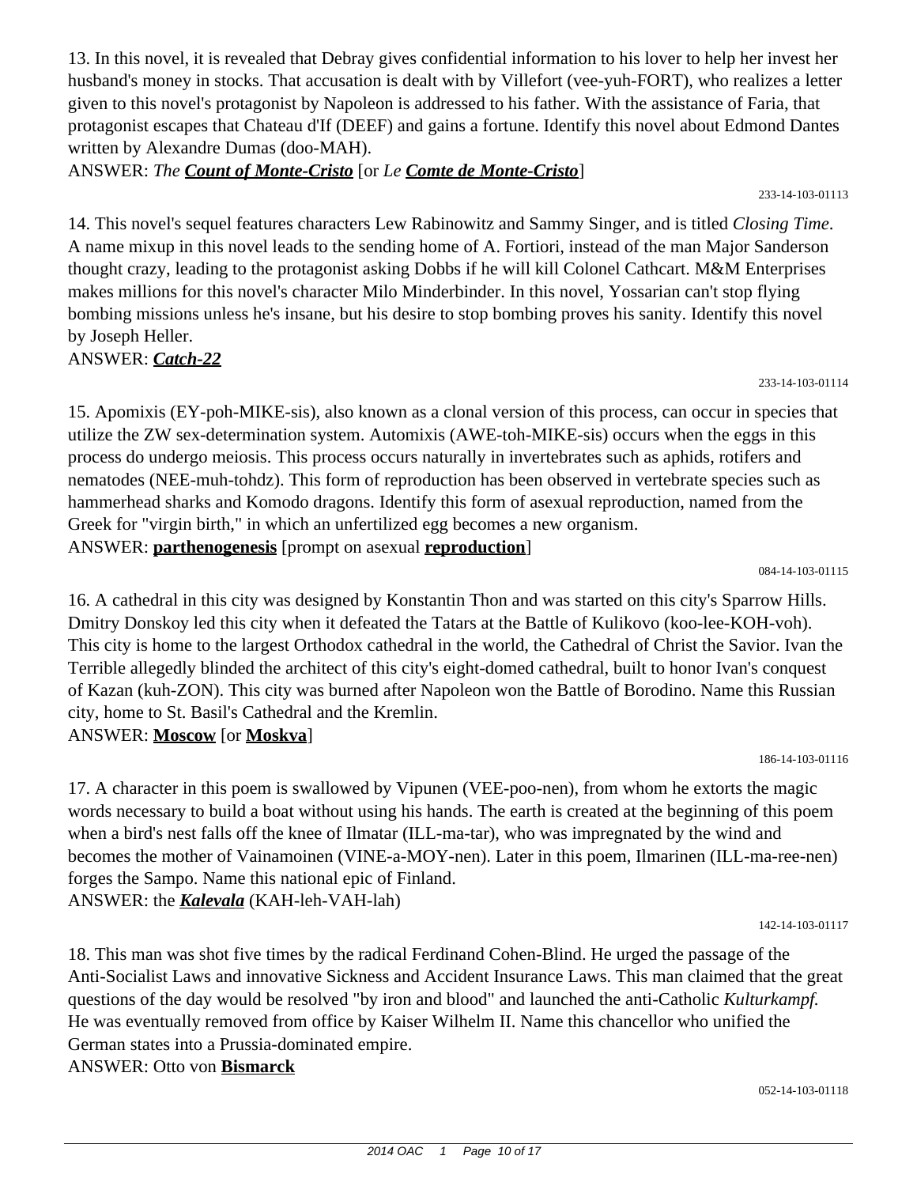13. In this novel, it is revealed that Debray gives confidential information to his lover to help her invest her husband's money in stocks. That accusation is dealt with by Villefort (vee-yuh-FORT), who realizes a letter given to this novel's protagonist by Napoleon is addressed to his father. With the assistance of Faria, that protagonist escapes that Chateau d'If (DEEF) and gains a fortune. Identify this novel about Edmond Dantes written by Alexandre Dumas (doo-MAH).

ANSWER: *The* ***Count of Monte-Cristo*** [or *Le* ***Comte de Monte-Cristo***]

233-14-103-01113

14. This novel's sequel features characters Lew Rabinowitz and Sammy Singer, and is titled *Closing Time*. A name mixup in this novel leads to the sending home of A. Fortiori, instead of the man Major Sanderson thought crazy, leading to the protagonist asking Dobbs if he will kill Colonel Cathcart. M&M Enterprises makes millions for this novel's character Milo Minderbinder. In this novel, Yossarian can't stop flying bombing missions unless he's insane, but his desire to stop bombing proves his sanity. Identify this novel by Joseph Heller.

ANSWER: ***Catch-22***

233-14-103-01114

15. Apomixis (EY-poh-MIKE-sis), also known as a clonal version of this process, can occur in species that utilize the ZW sex-determination system. Automixis (AWE-toh-MIKE-sis) occurs when the eggs in this process do undergo meiosis. This process occurs naturally in invertebrates such as aphids, rotifers and nematodes (NEE-muh-tohdz). This form of reproduction has been observed in vertebrate species such as hammerhead sharks and Komodo dragons. Identify this form of asexual reproduction, named from the Greek for "virgin birth," in which an unfertilized egg becomes a new organism.

ANSWER: **parthenogenesis** [prompt on asexual **reproduction**]

084-14-103-01115

16. A cathedral in this city was designed by Konstantin Thon and was started on this city's Sparrow Hills. Dmitry Donskoy led this city when it defeated the Tatars at the Battle of Kulikovo (koo-lee-KOH-voh). This city is home to the largest Orthodox cathedral in the world, the Cathedral of Christ the Savior. Ivan the Terrible allegedly blinded the architect of this city's eight-domed cathedral, built to honor Ivan's conquest of Kazan (kuh-ZON). This city was burned after Napoleon won the Battle of Borodino. Name this Russian city, home to St. Basil's Cathedral and the Kremlin.

ANSWER: **Moscow** [or **Moskva**]

186-14-103-01116

17. A character in this poem is swallowed by Vipunen (VEE-poo-nen), from whom he extorts the magic words necessary to build a boat without using his hands. The earth is created at the beginning of this poem when a bird's nest falls off the knee of Ilmatar (ILL-ma-tar), who was impregnated by the wind and becomes the mother of Vainamoinen (VINE-a-MOY-nen). Later in this poem, Ilmarinen (ILL-ma-ree-nen) forges the Sampo. Name this national epic of Finland.

ANSWER: the ***Kalevala*** (KAH-leh-VAH-lah)

142-14-103-01117

18. This man was shot five times by the radical Ferdinand Cohen-Blind. He urged the passage of the Anti-Socialist Laws and innovative Sickness and Accident Insurance Laws. This man claimed that the great questions of the day would be resolved "by iron and blood" and launched the anti-Catholic *Kulturkampf.* He was eventually removed from office by Kaiser Wilhelm II. Name this chancellor who unified the German states into a Prussia-dominated empire.

ANSWER: Otto von **Bismarck**

052-14-103-01118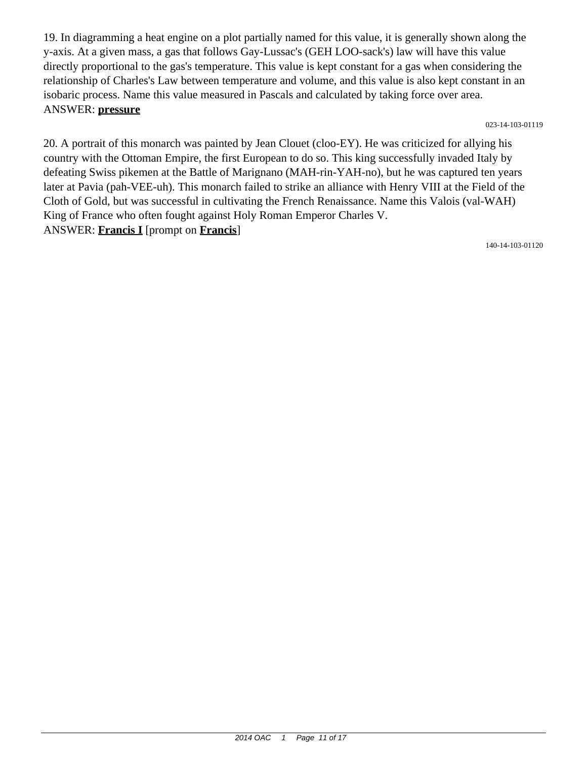19. In diagramming a heat engine on a plot partially named for this value, it is generally shown along the y-axis. At a given mass, a gas that follows Gay-Lussac's (GEH LOO-sack's) law will have this value directly proportional to the gas's temperature. This value is kept constant for a gas when considering the relationship of Charles's Law between temperature and volume, and this value is also kept constant in an isobaric process. Name this value measured in Pascals and calculated by taking force over area.
ANSWER: **pressure**

023-14-103-01119

20. A portrait of this monarch was painted by Jean Clouet (cloo-EY). He was criticized for allying his country with the Ottoman Empire, the first European to do so. This king successfully invaded Italy by defeating Swiss pikemen at the Battle of Marignano (MAH-rin-YAH-no), but he was captured ten years later at Pavia (pah-VEE-uh). This monarch failed to strike an alliance with Henry VIII at the Field of the Cloth of Gold, but was successful in cultivating the French Renaissance. Name this Valois (val-WAH) King of France who often fought against Holy Roman Emperor Charles V.
ANSWER: **Francis I** [prompt on **Francis**]

140-14-103-01120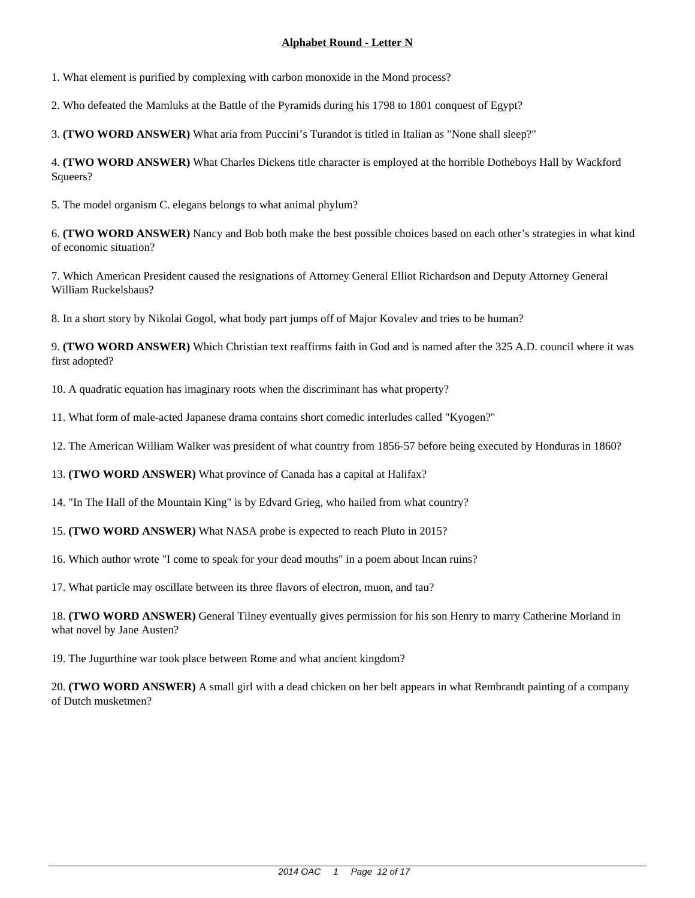## Alphabet Round - Letter N

1. What element is purified by complexing with carbon monoxide in the Mond process?

2. Who defeated the Mamluks at the Battle of the Pyramids during his 1798 to 1801 conquest of Egypt?

3. **(TWO WORD ANSWER)** What aria from Puccini's Turandot is titled in Italian as "None shall sleep?"

4. **(TWO WORD ANSWER)** What Charles Dickens title character is employed at the horrible Dotheboys Hall by Wackford Squeers?

5. The model organism C. elegans belongs to what animal phylum?

6. **(TWO WORD ANSWER)** Nancy and Bob both make the best possible choices based on each other's strategies in what kind of economic situation?

7. Which American President caused the resignations of Attorney General Elliot Richardson and Deputy Attorney General William Ruckelshaus?

8. In a short story by Nikolai Gogol, what body part jumps off of Major Kovalev and tries to be human?

9. **(TWO WORD ANSWER)** Which Christian text reaffirms faith in God and is named after the 325 A.D. council where it was first adopted?

10. A quadratic equation has imaginary roots when the discriminant has what property?

11. What form of male-acted Japanese drama contains short comedic interludes called "Kyogen?"

12. The American William Walker was president of what country from 1856-57 before being executed by Honduras in 1860?

13. **(TWO WORD ANSWER)** What province of Canada has a capital at Halifax?

14. "In The Hall of the Mountain King" is by Edvard Grieg, who hailed from what country?

15. **(TWO WORD ANSWER)** What NASA probe is expected to reach Pluto in 2015?

16. Which author wrote "I come to speak for your dead mouths" in a poem about Incan ruins?

17. What particle may oscillate between its three flavors of electron, muon, and tau?

18. **(TWO WORD ANSWER)** General Tilney eventually gives permission for his son Henry to marry Catherine Morland in what novel by Jane Austen?

19. The Jugurthine war took place between Rome and what ancient kingdom?

20. **(TWO WORD ANSWER)** A small girl with a dead chicken on her belt appears in what Rembrandt painting of a company of Dutch musketmen?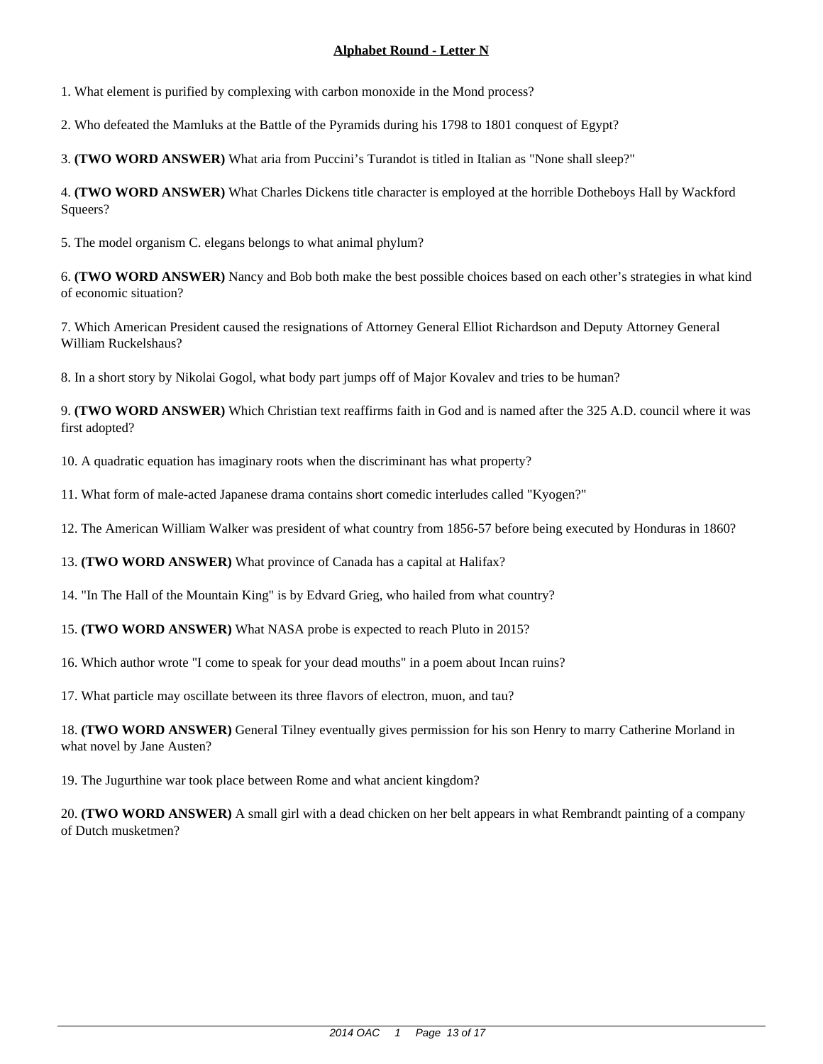## Alphabet Round - Letter N

1. What element is purified by complexing with carbon monoxide in the Mond process?

2. Who defeated the Mamluks at the Battle of the Pyramids during his 1798 to 1801 conquest of Egypt?

3. **(TWO WORD ANSWER)** What aria from Puccini’s Turandot is titled in Italian as "None shall sleep?"

4. **(TWO WORD ANSWER)** What Charles Dickens title character is employed at the horrible Dotheboys Hall by Wackford Squeers?

5. The model organism C. elegans belongs to what animal phylum?

6. **(TWO WORD ANSWER)** Nancy and Bob both make the best possible choices based on each other’s strategies in what kind of economic situation?

7. Which American President caused the resignations of Attorney General Elliot Richardson and Deputy Attorney General William Ruckelshaus?

8. In a short story by Nikolai Gogol, what body part jumps off of Major Kovalev and tries to be human?

9. **(TWO WORD ANSWER)** Which Christian text reaffirms faith in God and is named after the 325 A.D. council where it was first adopted?

10. A quadratic equation has imaginary roots when the discriminant has what property?

11. What form of male-acted Japanese drama contains short comedic interludes called "Kyogen?"

12. The American William Walker was president of what country from 1856-57 before being executed by Honduras in 1860?

13. **(TWO WORD ANSWER)** What province of Canada has a capital at Halifax?

14. "In The Hall of the Mountain King" is by Edvard Grieg, who hailed from what country?

15. **(TWO WORD ANSWER)** What NASA probe is expected to reach Pluto in 2015?

16. Which author wrote "I come to speak for your dead mouths" in a poem about Incan ruins?

17. What particle may oscillate between its three flavors of electron, muon, and tau?

18. **(TWO WORD ANSWER)** General Tilney eventually gives permission for his son Henry to marry Catherine Morland in what novel by Jane Austen?

19. The Jugurthine war took place between Rome and what ancient kingdom?

20. **(TWO WORD ANSWER)** A small girl with a dead chicken on her belt appears in what Rembrandt painting of a company of Dutch musketmen?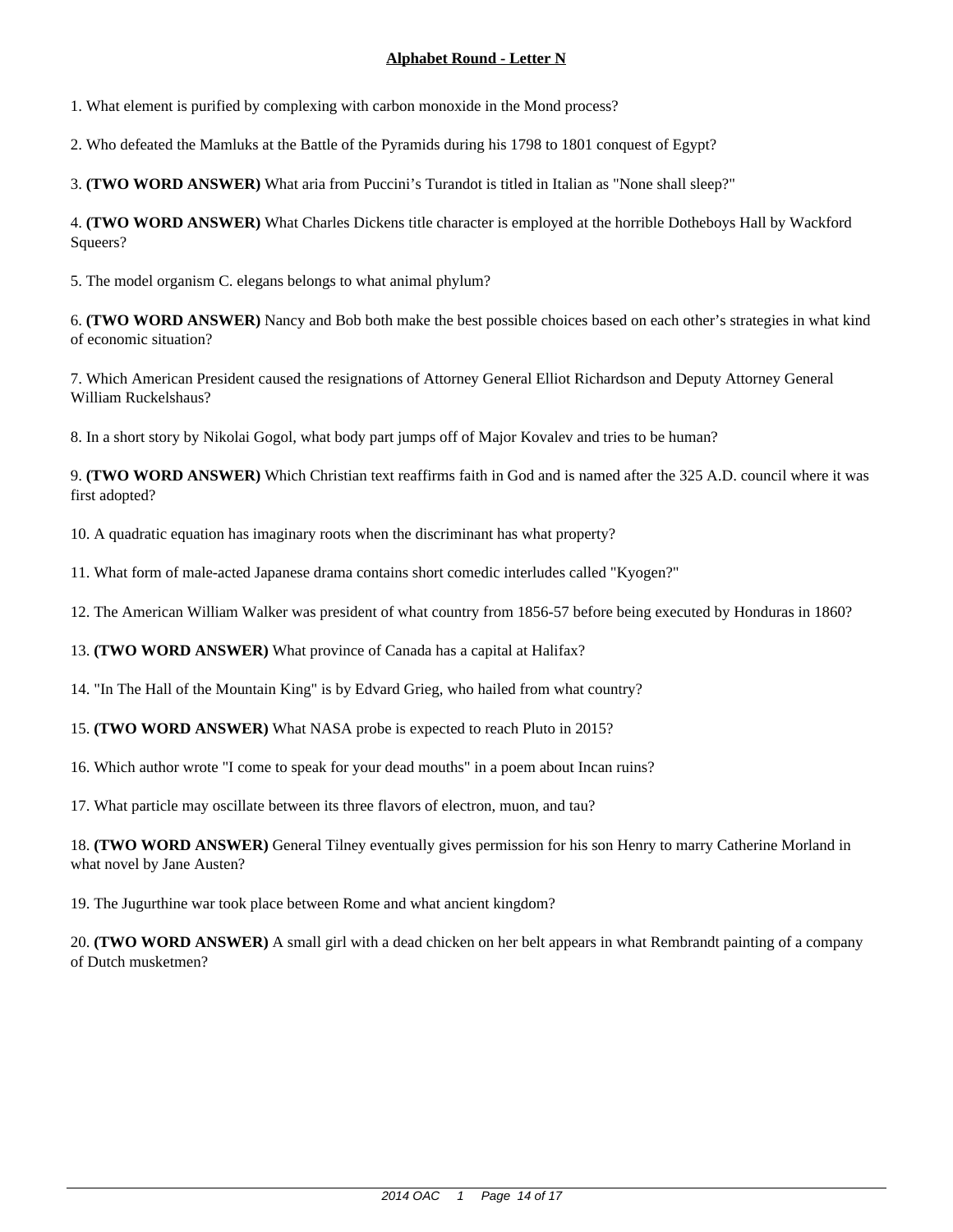## Alphabet Round - Letter N

1. What element is purified by complexing with carbon monoxide in the Mond process?

2. Who defeated the Mamluks at the Battle of the Pyramids during his 1798 to 1801 conquest of Egypt?

3. **(TWO WORD ANSWER)** What aria from Puccini's Turandot is titled in Italian as "None shall sleep?"

4. **(TWO WORD ANSWER)** What Charles Dickens title character is employed at the horrible Dotheboys Hall by Wackford Squeers?

5. The model organism C. elegans belongs to what animal phylum?

6. **(TWO WORD ANSWER)** Nancy and Bob both make the best possible choices based on each other's strategies in what kind of economic situation?

7. Which American President caused the resignations of Attorney General Elliot Richardson and Deputy Attorney General William Ruckelshaus?

8. In a short story by Nikolai Gogol, what body part jumps off of Major Kovalev and tries to be human?

9. **(TWO WORD ANSWER)** Which Christian text reaffirms faith in God and is named after the 325 A.D. council where it was first adopted?

10. A quadratic equation has imaginary roots when the discriminant has what property?

11. What form of male-acted Japanese drama contains short comedic interludes called "Kyogen?"

12. The American William Walker was president of what country from 1856-57 before being executed by Honduras in 1860?

13. **(TWO WORD ANSWER)** What province of Canada has a capital at Halifax?

14. "In The Hall of the Mountain King" is by Edvard Grieg, who hailed from what country?

15. **(TWO WORD ANSWER)** What NASA probe is expected to reach Pluto in 2015?

16. Which author wrote "I come to speak for your dead mouths" in a poem about Incan ruins?

17. What particle may oscillate between its three flavors of electron, muon, and tau?

18. **(TWO WORD ANSWER)** General Tilney eventually gives permission for his son Henry to marry Catherine Morland in what novel by Jane Austen?

19. The Jugurthine war took place between Rome and what ancient kingdom?

20. **(TWO WORD ANSWER)** A small girl with a dead chicken on her belt appears in what Rembrandt painting of a company of Dutch musketmen?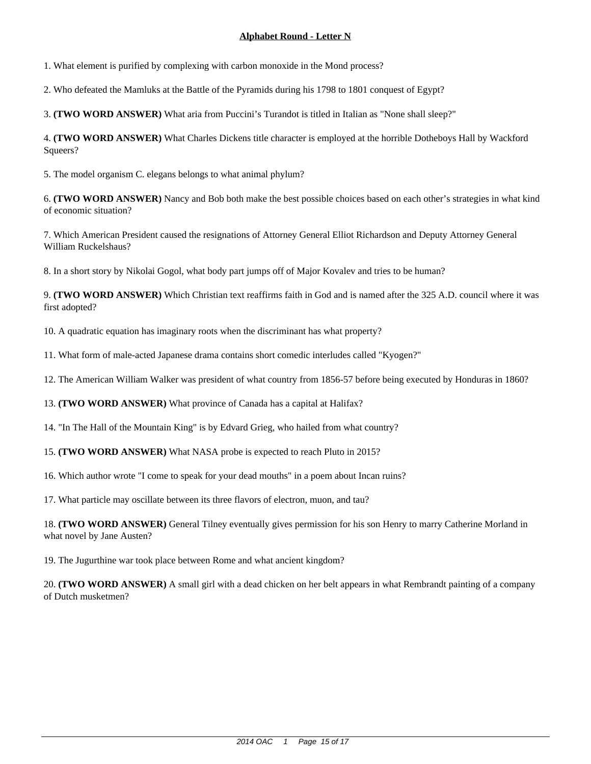## Alphabet Round - Letter N

1. What element is purified by complexing with carbon monoxide in the Mond process?

2. Who defeated the Mamluks at the Battle of the Pyramids during his 1798 to 1801 conquest of Egypt?

3. **(TWO WORD ANSWER)** What aria from Puccini's Turandot is titled in Italian as "None shall sleep?"

4. **(TWO WORD ANSWER)** What Charles Dickens title character is employed at the horrible Dotheboys Hall by Wackford Squeers?

5. The model organism C. elegans belongs to what animal phylum?

6. **(TWO WORD ANSWER)** Nancy and Bob both make the best possible choices based on each other's strategies in what kind of economic situation?

7. Which American President caused the resignations of Attorney General Elliot Richardson and Deputy Attorney General William Ruckelshaus?

8. In a short story by Nikolai Gogol, what body part jumps off of Major Kovalev and tries to be human?

9. **(TWO WORD ANSWER)** Which Christian text reaffirms faith in God and is named after the 325 A.D. council where it was first adopted?

10. A quadratic equation has imaginary roots when the discriminant has what property?

11. What form of male-acted Japanese drama contains short comedic interludes called "Kyogen?"

12. The American William Walker was president of what country from 1856-57 before being executed by Honduras in 1860?

13. **(TWO WORD ANSWER)** What province of Canada has a capital at Halifax?

14. "In The Hall of the Mountain King" is by Edvard Grieg, who hailed from what country?

15. **(TWO WORD ANSWER)** What NASA probe is expected to reach Pluto in 2015?

16. Which author wrote "I come to speak for your dead mouths" in a poem about Incan ruins?

17. What particle may oscillate between its three flavors of electron, muon, and tau?

18. **(TWO WORD ANSWER)** General Tilney eventually gives permission for his son Henry to marry Catherine Morland in what novel by Jane Austen?

19. The Jugurthine war took place between Rome and what ancient kingdom?

20. **(TWO WORD ANSWER)** A small girl with a dead chicken on her belt appears in what Rembrandt painting of a company of Dutch musketmen?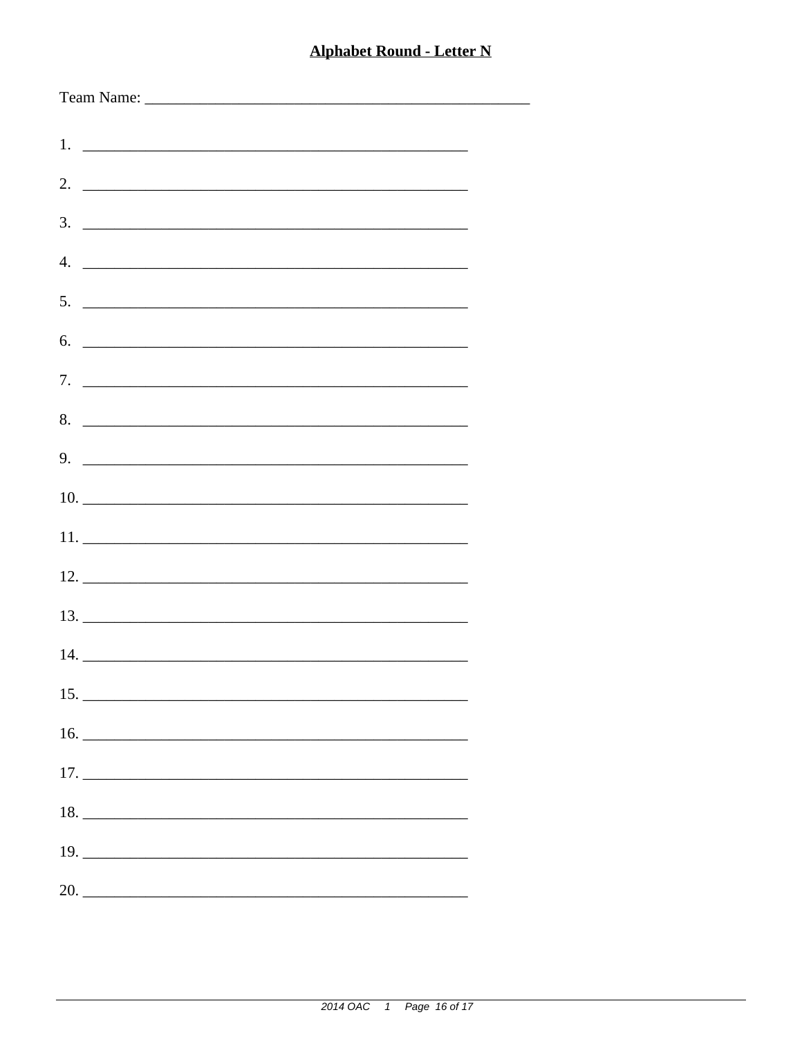**Alphabet Round - Letter N**

Team Name: ____________________________________________________

1. ____________________________________________________

2. ____________________________________________________

3. ____________________________________________________

4. ____________________________________________________

5. ____________________________________________________

6. ____________________________________________________

7. ____________________________________________________

8. ____________________________________________________

9. ____________________________________________________

10. ____________________________________________________

11. ____________________________________________________

12. ____________________________________________________

13. ____________________________________________________

14. ____________________________________________________

15. ____________________________________________________

16. ____________________________________________________

17. ____________________________________________________

18. ____________________________________________________

19. ____________________________________________________

20. ____________________________________________________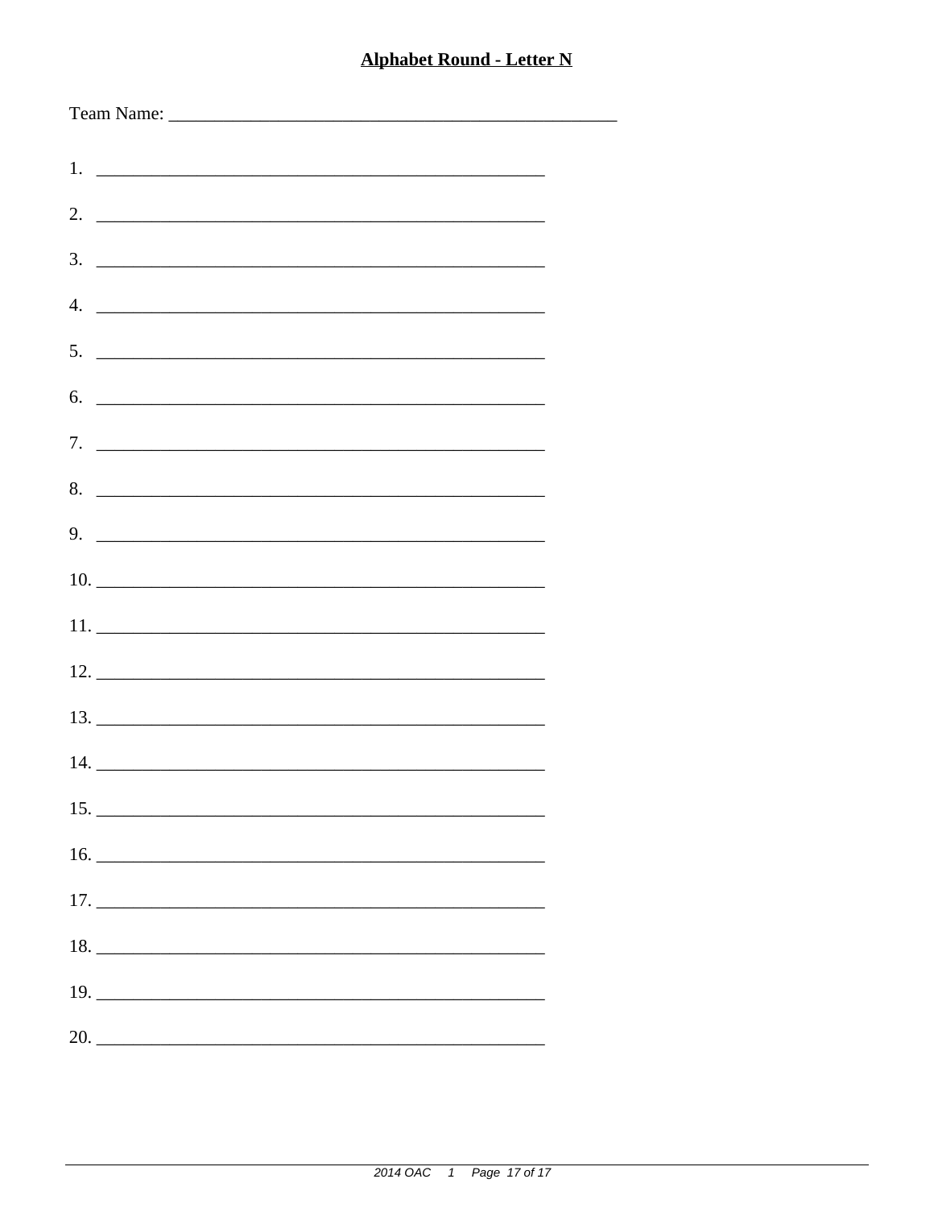## Alphabet Round - Letter N

Team Name: ___________________________________________________

1. ___________________________________________________

2. ___________________________________________________

3. ___________________________________________________

4. ___________________________________________________

5. ___________________________________________________

6. ___________________________________________________

7. ___________________________________________________

8. ___________________________________________________

9. ___________________________________________________

10. ___________________________________________________

11. ___________________________________________________

12. ___________________________________________________

13. ___________________________________________________

14. ___________________________________________________

15. ___________________________________________________

16. ___________________________________________________

17. ___________________________________________________

18. ___________________________________________________

19. ___________________________________________________

20. ___________________________________________________